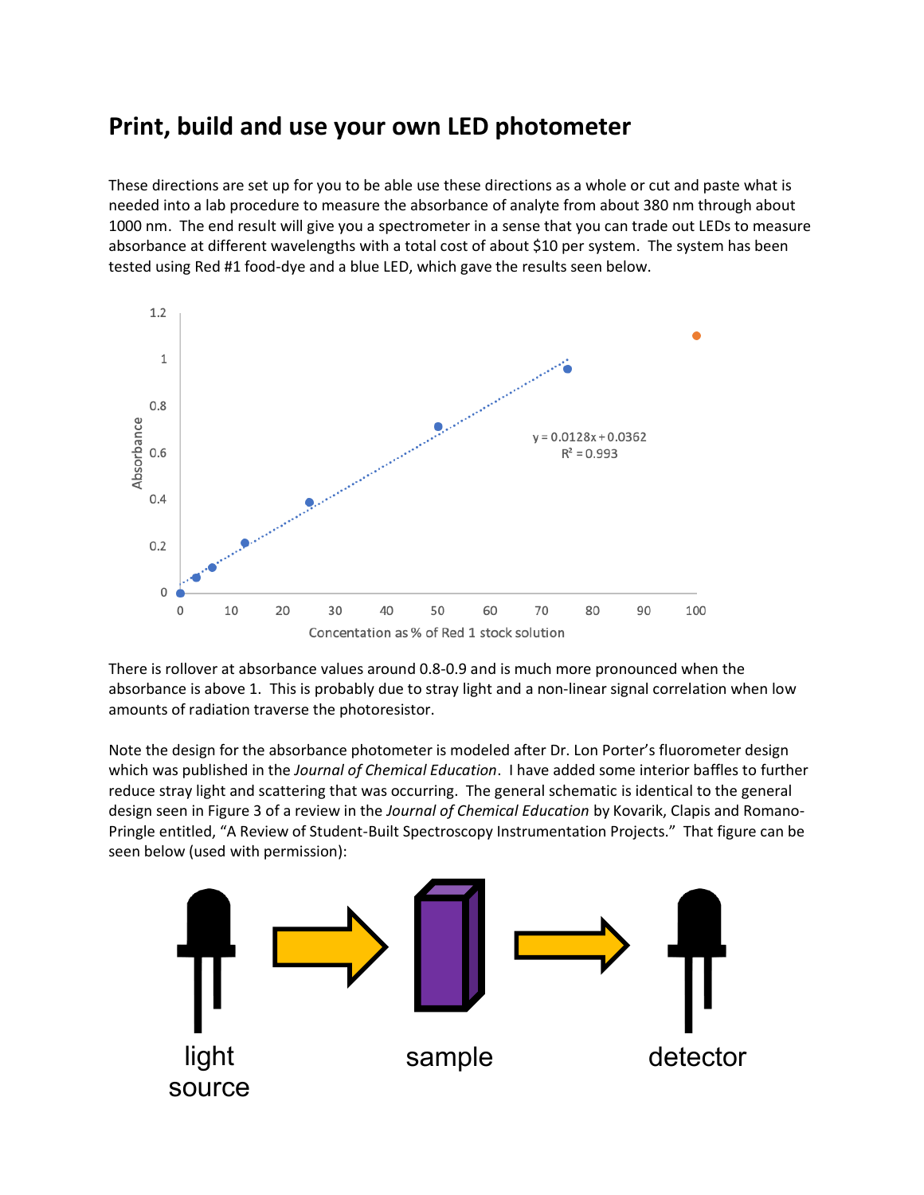# Print, build and use your own LED photometer

These directions are set up for you to be able use these directions as a whole or cut and paste what is needed into a lab procedure to measure the absorbance of analyte from about 380 nm through about 1000 nm. The end result will give you a spectrometer in a sense that you can trade out LEDs to measure absorbance at different wavelengths with a total cost of about $10 per system. The system has been tested using Red #1 food-dye and a blue LED, which gave the results seen below.

There is rollover at absorbance values around 0.8-0.9 and is much more pronounced when the absorbance is above 1. This is probably due to stray light and a non-linear signal correlation when low amounts of radiation traverse the photoresistor.

Note the design for the absorbance photometer is modeled after Dr. Lon Porter's fluorometer design which was published in the *Journal of Chemical Education*. I have added some interior baffles to further reduce stray light and scattering that was occurring. The general schematic is identical to the general design seen in Figure 3 of a review in the *Journal of Chemical Education* by Kovarik, Clapis and Romano-Pringle entitled, "A Review of Student-Built Spectroscopy Instrumentation Projects." That figure can be seen below (used with permission):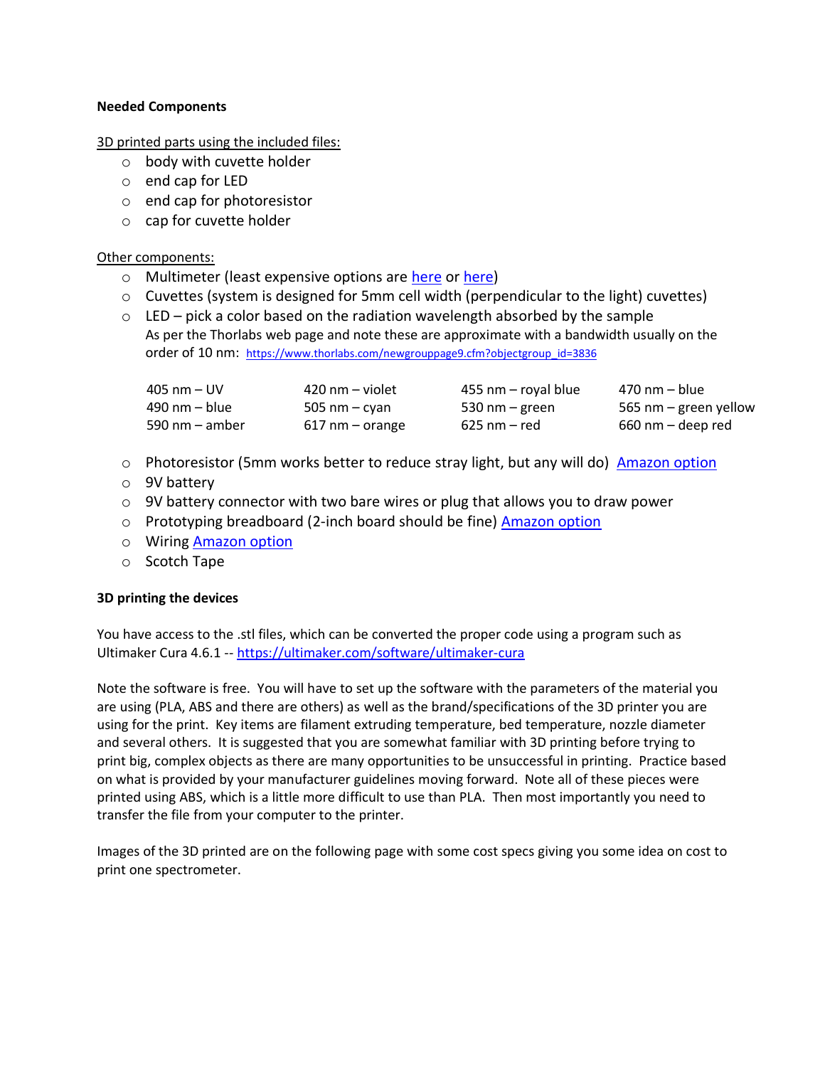**Needed Components**

3D printed parts using the included files:

- body with cuvette holder
- end cap for LED
- end cap for photoresistor
- cap for cuvette holder

Other components:

- Multimeter (least expensive options are here or here)
- Cuvettes (system is designed for 5mm cell width (perpendicular to the light) cuvettes)
- LED – pick a color based on the radiation wavelength absorbed by the sample
  As per the Thorlabs web page and note these are approximate with a bandwidth usually on the order of 10 nm: https://www.thorlabs.com/newgrouppage9.cfm?objectgroup_id=3836

| | | | |
|---|---|---|---|
| 405 nm – UV | 420 nm – violet | 455 nm – royal blue | 470 nm – blue |
| 490 nm – blue | 505 nm – cyan | 530 nm – green | 565 nm – green yellow |
| 590 nm – amber | 617 nm – orange | 625 nm – red | 660 nm – deep red |

- Photoresistor (5mm works better to reduce stray light, but any will do) Amazon option
- 9V battery
- 9V battery connector with two bare wires or plug that allows you to draw power
- Prototyping breadboard (2-inch board should be fine) Amazon option
- Wiring Amazon option
- Scotch Tape

**3D printing the devices**

You have access to the .stl files, which can be converted the proper code using a program such as Ultimaker Cura 4.6.1 -- https://ultimaker.com/software/ultimaker-cura

Note the software is free. You will have to set up the software with the parameters of the material you are using (PLA, ABS and there are others) as well as the brand/specifications of the 3D printer you are using for the print. Key items are filament extruding temperature, bed temperature, nozzle diameter and several others. It is suggested that you are somewhat familiar with 3D printing before trying to print big, complex objects as there are many opportunities to be unsuccessful in printing. Practice based on what is provided by your manufacturer guidelines moving forward. Note all of these pieces were printed using ABS, which is a little more difficult to use than PLA. Then most importantly you need to transfer the file from your computer to the printer.

Images of the 3D printed are on the following page with some cost specs giving you some idea on cost to print one spectrometer.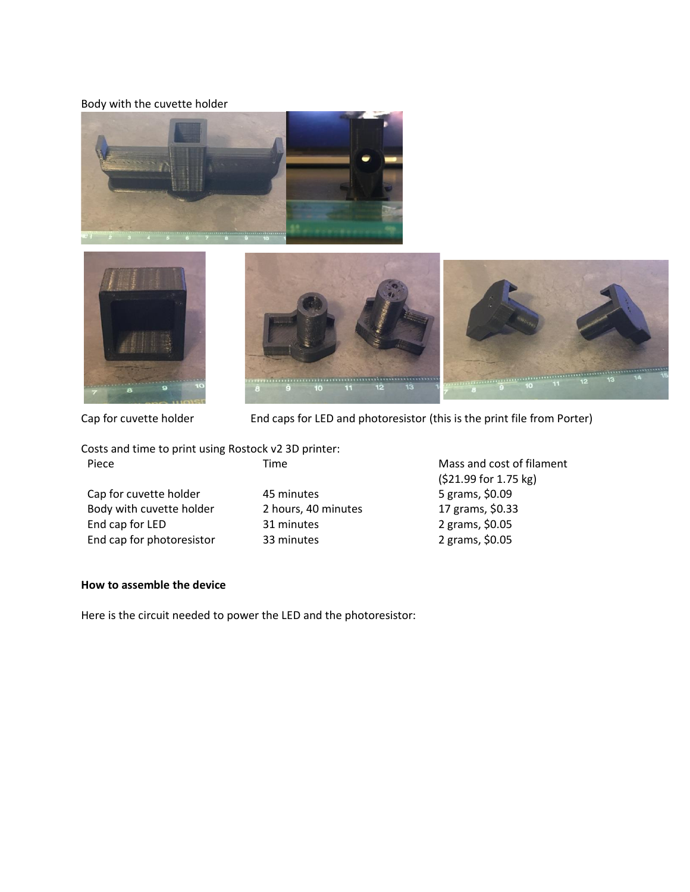Body with the cuvette holder

Cap for cuvette holder

End caps for LED and photoresistor (this is the print file from Porter)

Costs and time to print using Rostock v2 3D printer:

| Piece | Time | Mass and cost of filament ($21.99 for 1.75 kg) |
|---|---|---|
| Cap for cuvette holder | 45 minutes | 5 grams, $0.09 |
| Body with cuvette holder | 2 hours, 40 minutes | 17 grams, $0.33 |
| End cap for LED | 31 minutes | 2 grams, $0.05 |
| End cap for photoresistor | 33 minutes | 2 grams, $0.05 |

**How to assemble the device**

Here is the circuit needed to power the LED and the photoresistor: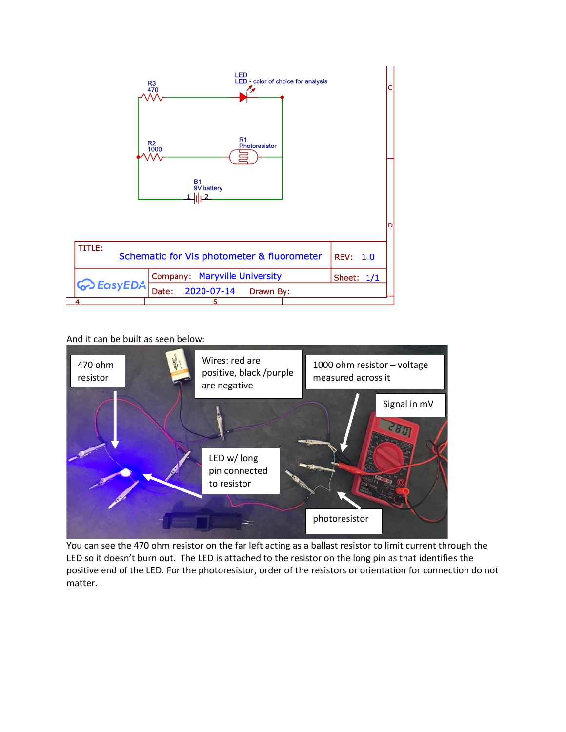And it can be built as seen below:

You can see the 470 ohm resistor on the far left acting as a ballast resistor to limit current through the LED so it doesn't burn out. The LED is attached to the resistor on the long pin as that identifies the positive end of the LED. For the photoresistor, order of the resistors or orientation for connection do not matter.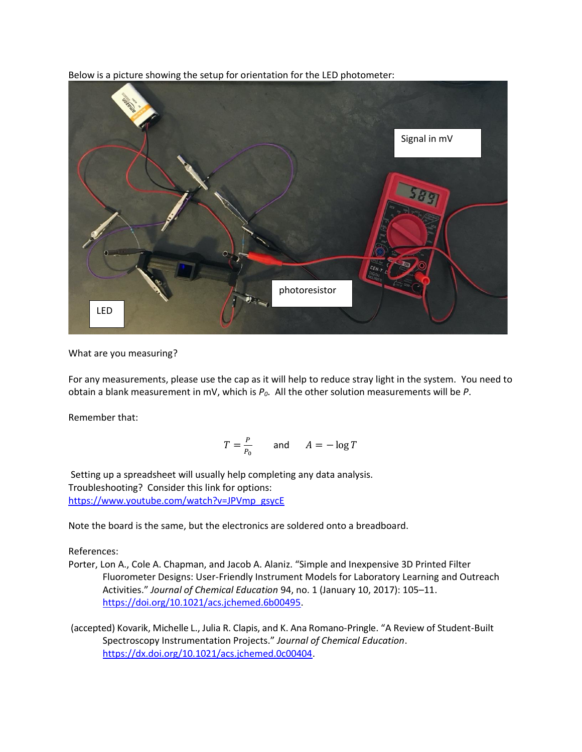Below is a picture showing the setup for orientation for the LED photometer:

Signal in mV

photoresistor

LED

What are you measuring?

For any measurements, please use the cap as it will help to reduce stray light in the system. You need to obtain a blank measurement in mV, which is $P_0$. All the other solution measurements will be $P$.

Remember that:

$$T = \frac{P}{P_0} \qquad \text{and} \qquad A = -\log T$$

Setting up a spreadsheet will usually help completing any data analysis.
Troubleshooting? Consider this link for options:
https://www.youtube.com/watch?v=JPVmp_gsycE

Note the board is the same, but the electronics are soldered onto a breadboard.

References:

Porter, Lon A., Cole A. Chapman, and Jacob A. Alaniz. "Simple and Inexpensive 3D Printed Filter Fluorometer Designs: User-Friendly Instrument Models for Laboratory Learning and Outreach Activities." *Journal of Chemical Education* 94, no. 1 (January 10, 2017): 105–11. https://doi.org/10.1021/acs.jchemed.6b00495.

(accepted) Kovarik, Michelle L., Julia R. Clapis, and K. Ana Romano-Pringle. "A Review of Student-Built Spectroscopy Instrumentation Projects." *Journal of Chemical Education*. https://dx.doi.org/10.1021/acs.jchemed.0c00404.